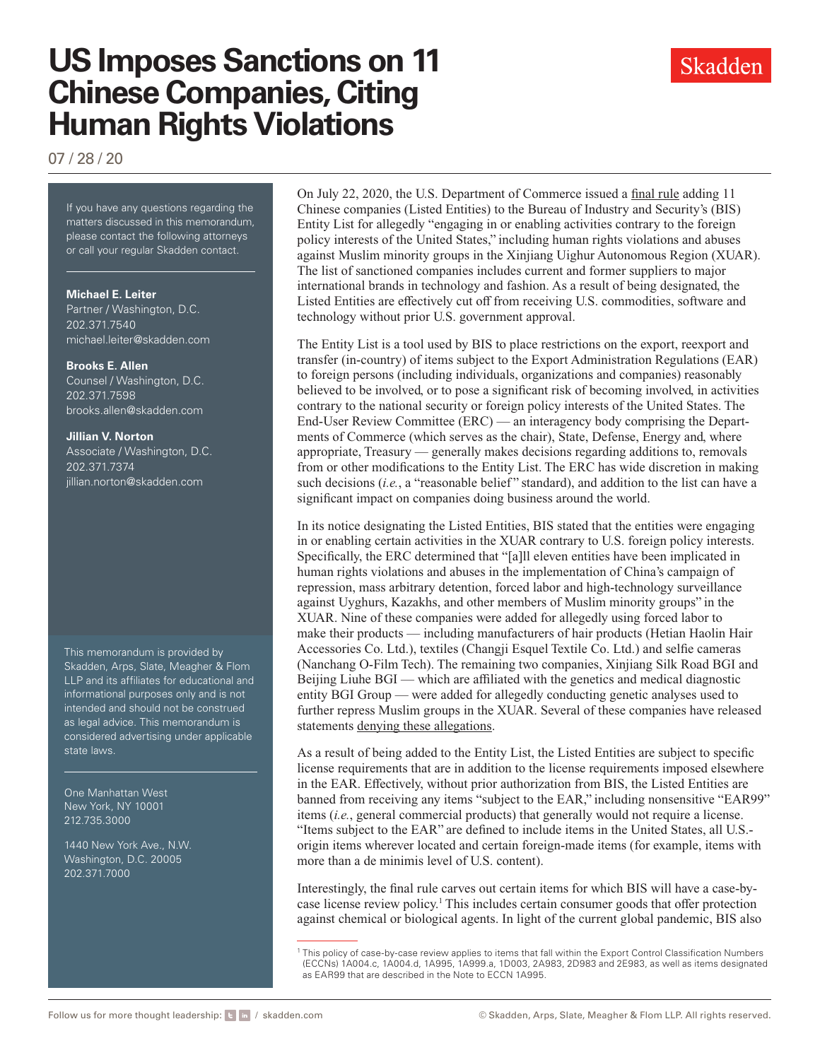# US Imposes Sanctions on 11 Chinese Companies, Citing Human Rights Violations

07 / 28 / 20

If you have any questions regarding the matters discussed in this memorandum, please contact the following attorneys or call your regular Skadden contact.

**Michael E. Leiter**
Partner / Washington, D.C.
202.371.7540
michael.leiter@skadden.com

**Brooks E. Allen**
Counsel / Washington, D.C.
202.371.7598
brooks.allen@skadden.com

**Jillian V. Norton**
Associate / Washington, D.C.
202.371.7374
jillian.norton@skadden.com

This memorandum is provided by Skadden, Arps, Slate, Meagher & Flom LLP and its affiliates for educational and informational purposes only and is not intended and should not be construed as legal advice. This memorandum is considered advertising under applicable state laws.

One Manhattan West
New York, NY 10001
212.735.3000

1440 New York Ave., N.W.
Washington, D.C. 20005
202.371.7000

On July 22, 2020, the U.S. Department of Commerce issued a final rule adding 11 Chinese companies (Listed Entities) to the Bureau of Industry and Security's (BIS) Entity List for allegedly "engaging in or enabling activities contrary to the foreign policy interests of the United States," including human rights violations and abuses against Muslim minority groups in the Xinjiang Uighur Autonomous Region (XUAR). The list of sanctioned companies includes current and former suppliers to major international brands in technology and fashion. As a result of being designated, the Listed Entities are effectively cut off from receiving U.S. commodities, software and technology without prior U.S. government approval.

The Entity List is a tool used by BIS to place restrictions on the export, reexport and transfer (in-country) of items subject to the Export Administration Regulations (EAR) to foreign persons (including individuals, organizations and companies) reasonably believed to be involved, or to pose a significant risk of becoming involved, in activities contrary to the national security or foreign policy interests of the United States. The End-User Review Committee (ERC) — an interagency body comprising the Departments of Commerce (which serves as the chair), State, Defense, Energy and, where appropriate, Treasury — generally makes decisions regarding additions to, removals from or other modifications to the Entity List. The ERC has wide discretion in making such decisions (*i.e.*, a "reasonable belief" standard), and addition to the list can have a significant impact on companies doing business around the world.

In its notice designating the Listed Entities, BIS stated that the entities were engaging in or enabling certain activities in the XUAR contrary to U.S. foreign policy interests. Specifically, the ERC determined that "[a]ll eleven entities have been implicated in human rights violations and abuses in the implementation of China's campaign of repression, mass arbitrary detention, forced labor and high-technology surveillance against Uyghurs, Kazakhs, and other members of Muslim minority groups" in the XUAR. Nine of these companies were added for allegedly using forced labor to make their products — including manufacturers of hair products (Hetian Haolin Hair Accessories Co. Ltd.), textiles (Changji Esquel Textile Co. Ltd.) and selfie cameras (Nanchang O-Film Tech). The remaining two companies, Xinjiang Silk Road BGI and Beijing Liuhe BGI — which are affiliated with the genetics and medical diagnostic entity BGI Group — were added for allegedly conducting genetic analyses used to further repress Muslim groups in the XUAR. Several of these companies have released statements denying these allegations.

As a result of being added to the Entity List, the Listed Entities are subject to specific license requirements that are in addition to the license requirements imposed elsewhere in the EAR. Effectively, without prior authorization from BIS, the Listed Entities are banned from receiving any items "subject to the EAR," including nonsensitive "EAR99" items (*i.e.*, general commercial products) that generally would not require a license. "Items subject to the EAR" are defined to include items in the United States, all U.S.-origin items wherever located and certain foreign-made items (for example, items with more than a de minimis level of U.S. content).

Interestingly, the final rule carves out certain items for which BIS will have a case-by-case license review policy.[1] This includes certain consumer goods that offer protection against chemical or biological agents. In light of the current global pandemic, BIS also

[1] This policy of case-by-case review applies to items that fall within the Export Control Classification Numbers (ECCNs) 1A004.c, 1A004.d, 1A995, 1A999.a, 1D003, 2A983, 2D983 and 2E983, as well as items designated as EAR99 that are described in the Note to ECCN 1A995.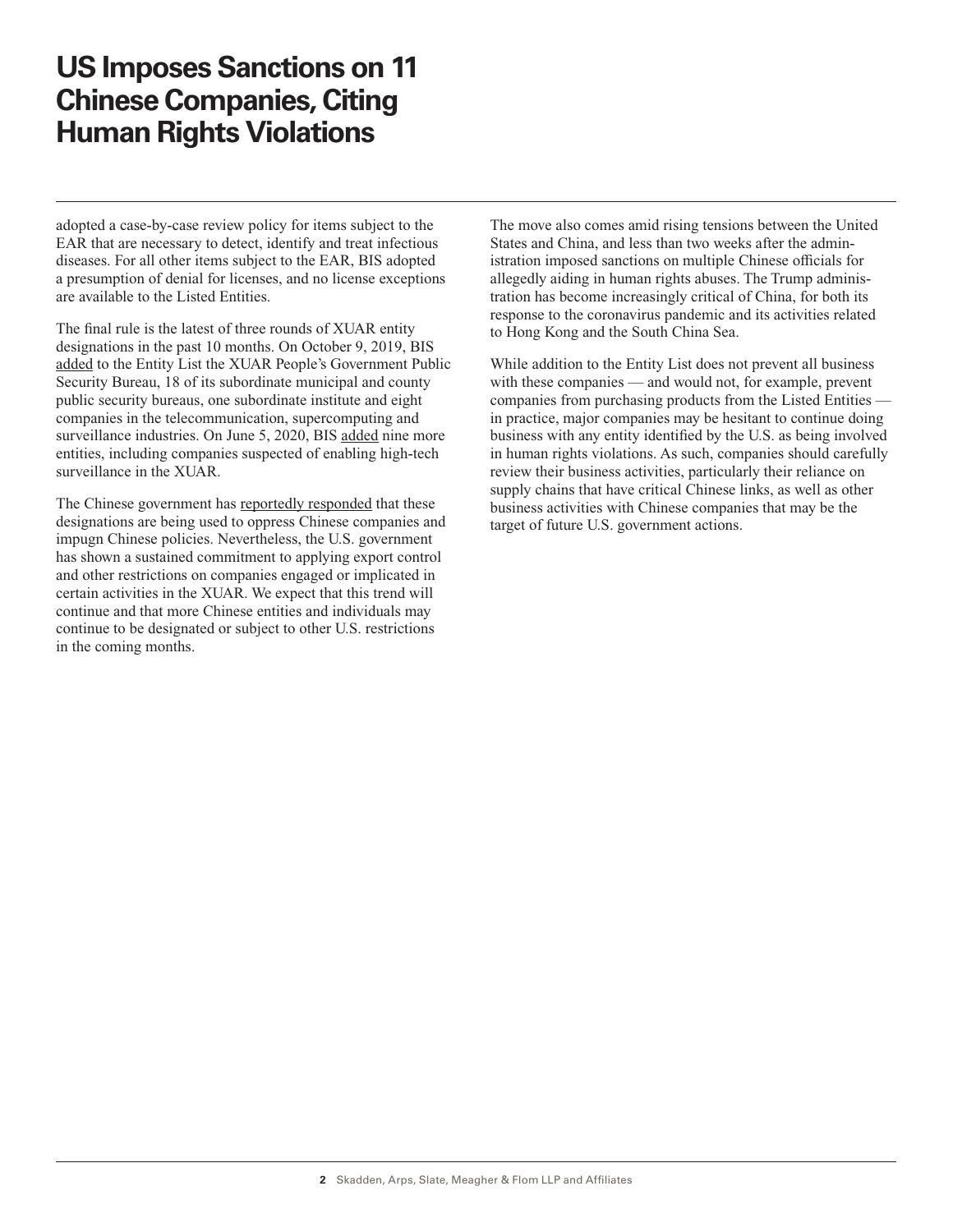adopted a case-by-case review policy for items subject to the EAR that are necessary to detect, identify and treat infectious diseases. For all other items subject to the EAR, BIS adopted a presumption of denial for licenses, and no license exceptions are available to the Listed Entities.

The final rule is the latest of three rounds of XUAR entity designations in the past 10 months. On October 9, 2019, BIS added to the Entity List the XUAR People's Government Public Security Bureau, 18 of its subordinate municipal and county public security bureaus, one subordinate institute and eight companies in the telecommunication, supercomputing and surveillance industries. On June 5, 2020, BIS added nine more entities, including companies suspected of enabling high-tech surveillance in the XUAR.

The Chinese government has reportedly responded that these designations are being used to oppress Chinese companies and impugn Chinese policies. Nevertheless, the U.S. government has shown a sustained commitment to applying export control and other restrictions on companies engaged or implicated in certain activities in the XUAR. We expect that this trend will continue and that more Chinese entities and individuals may continue to be designated or subject to other U.S. restrictions in the coming months.

The move also comes amid rising tensions between the United States and China, and less than two weeks after the administration imposed sanctions on multiple Chinese officials for allegedly aiding in human rights abuses. The Trump administration has become increasingly critical of China, for both its response to the coronavirus pandemic and its activities related to Hong Kong and the South China Sea.

While addition to the Entity List does not prevent all business with these companies — and would not, for example, prevent companies from purchasing products from the Listed Entities — in practice, major companies may be hesitant to continue doing business with any entity identified by the U.S. as being involved in human rights violations. As such, companies should carefully review their business activities, particularly their reliance on supply chains that have critical Chinese links, as well as other business activities with Chinese companies that may be the target of future U.S. government actions.